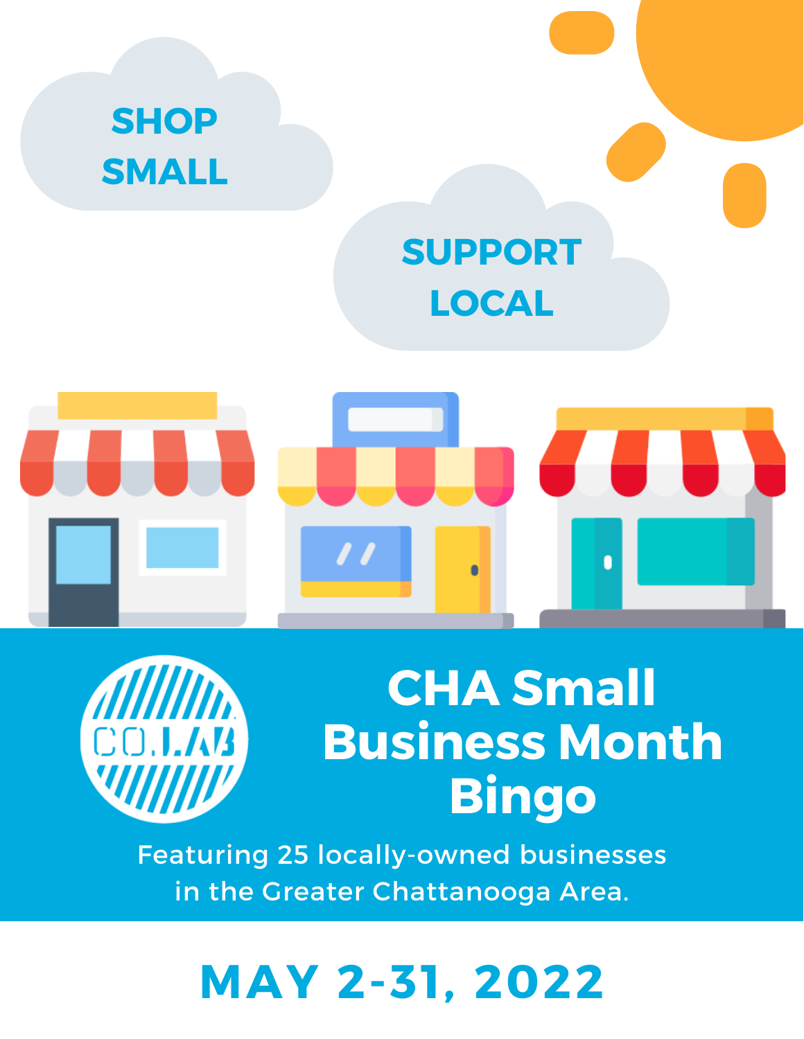SHOP SMALL

SUPPORT LOCAL

CO.LAB

# CHA Small Business Month Bingo

Featuring 25 locally-owned businesses in the Greater Chattanooga Area.

## MAY 2-31, 2022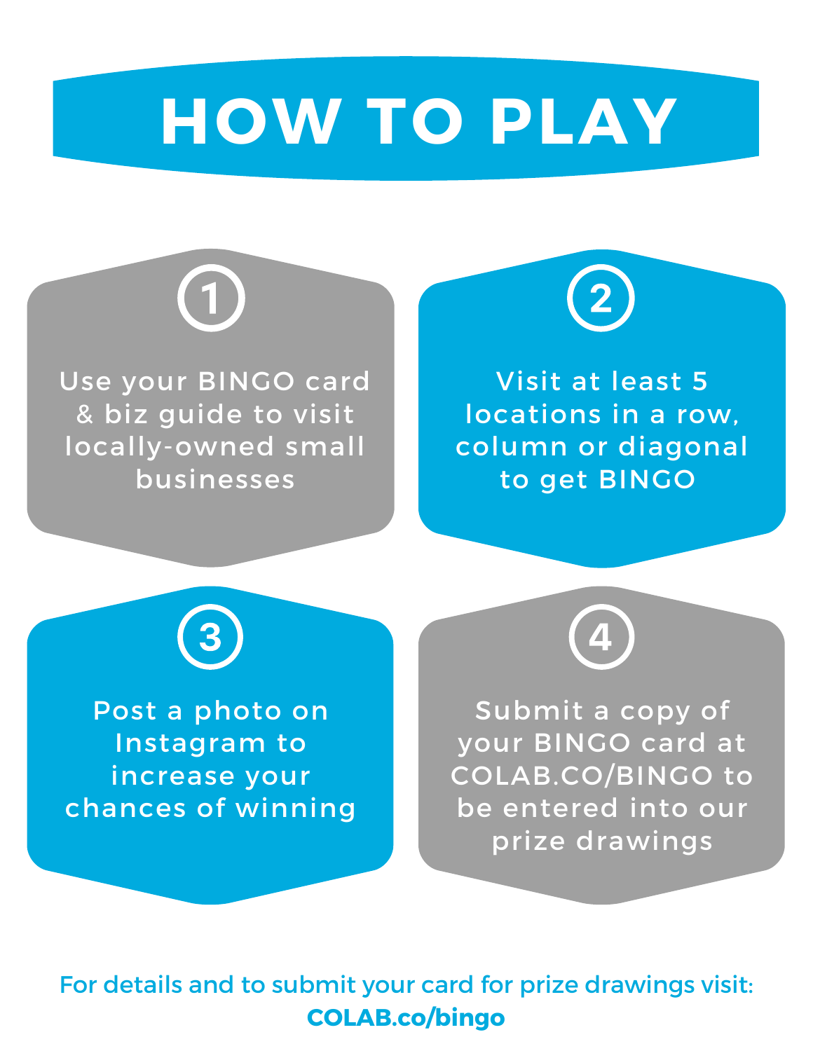# HOW TO PLAY

1. Use your BINGO card & biz guide to visit locally-owned small businesses

2. Visit at least 5 locations in a row, column or diagonal to get BINGO

3. Post a photo on Instagram to increase your chances of winning

4. Submit a copy of your BINGO card at COLAB.CO/BINGO to be entered into our prize drawings

For details and to submit your card for prize drawings visit:
**COLAB.co/bingo**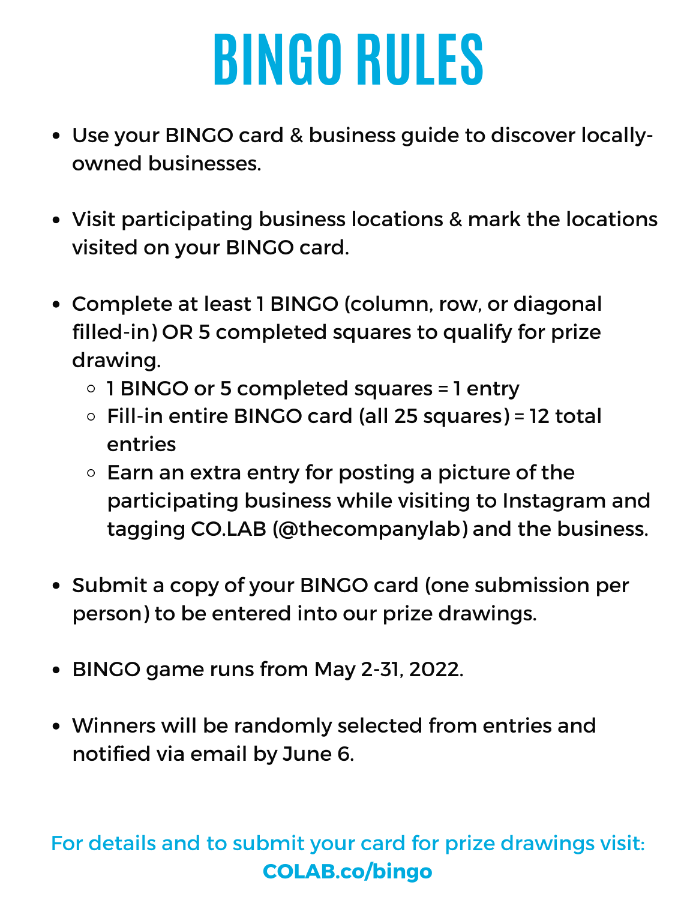# BINGO RULES

- Use your BINGO card & business guide to discover locally-owned businesses.
- Visit participating business locations & mark the locations visited on your BINGO card.
- Complete at least 1 BINGO (column, row, or diagonal filled-in) OR 5 completed squares to qualify for prize drawing.
  - 1 BINGO or 5 completed squares = 1 entry
  - Fill-in entire BINGO card (all 25 squares) = 12 total entries
  - Earn an extra entry for posting a picture of the participating business while visiting to Instagram and tagging CO.LAB (@thecompanylab) and the business.
- Submit a copy of your BINGO card (one submission per person) to be entered into our prize drawings.
- BINGO game runs from May 2-31, 2022.
- Winners will be randomly selected from entries and notified via email by June 6.

For details and to submit your card for prize drawings visit:
**COLAB.co/bingo**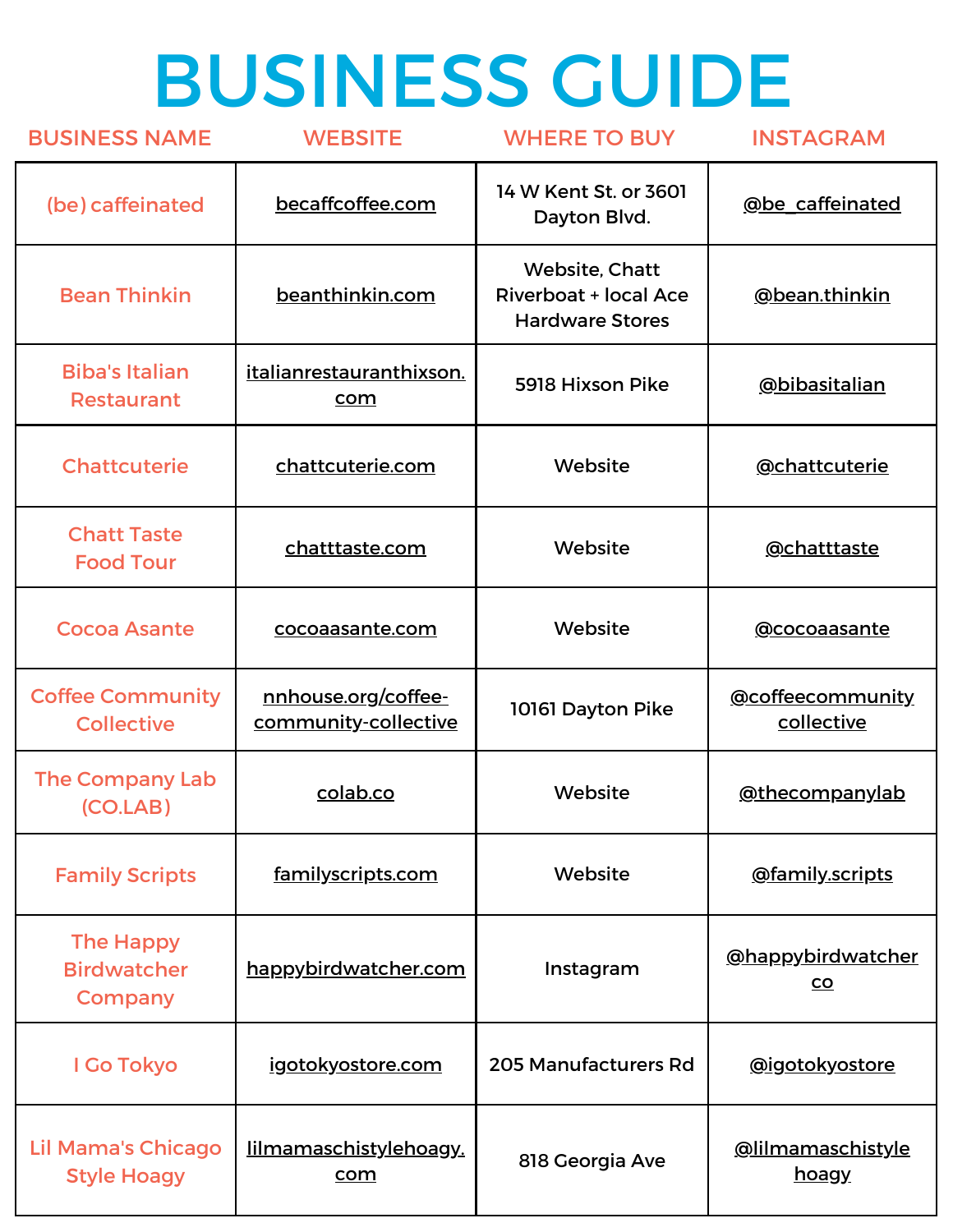# BUSINESS GUIDE

| BUSINESS NAME | WEBSITE | WHERE TO BUY | INSTAGRAM |
|---|---|---|---|
| (be) caffeinated | becaffcoffee.com | 14 W Kent St. or 3601 Dayton Blvd. | @be_caffeinated |
| Bean Thinkin | beanthinkin.com | Website, Chatt Riverboat + local Ace Hardware Stores | @bean.thinkin |
| Biba's Italian Restaurant | italianrestauranthixson.com | 5918 Hixson Pike | @bibasitalian |
| Chattcuterie | chattcuterie.com | Website | @chattcuterie |
| Chatt Taste Food Tour | chatttaste.com | Website | @chatttaste |
| Cocoa Asante | cocoaasante.com | Website | @cocoaasante |
| Coffee Community Collective | nnhouse.org/coffee-community-collective | 10161 Dayton Pike | @coffeecommunitycollective |
| The Company Lab (CO.LAB) | colab.co | Website | @thecompanylab |
| Family Scripts | familyscripts.com | Website | @family.scripts |
| The Happy Birdwatcher Company | happybirdwatcher.com | Instagram | @happybirdwatcherco |
| I Go Tokyo | igotokyostore.com | 205 Manufacturers Rd | @igotokyostore |
| Lil Mama's Chicago Style Hoagy | lilmamaschistylehoagy.com | 818 Georgia Ave | @lilmamaschistylehoagy |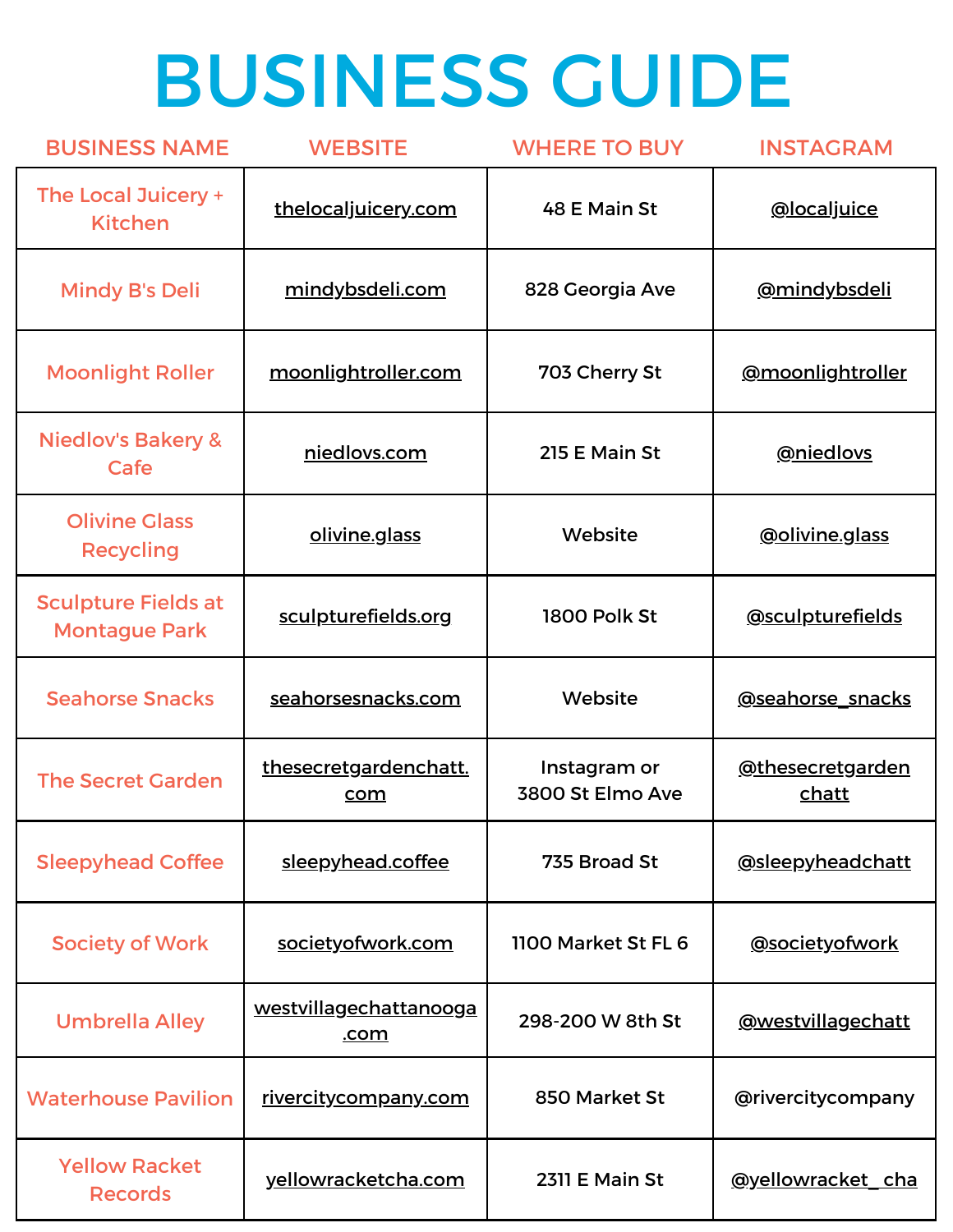# BUSINESS GUIDE

| BUSINESS NAME | WEBSITE | WHERE TO BUY | INSTAGRAM |
|---|---|---|---|
| The Local Juicery + Kitchen | thelocaljuicery.com | 48 E Main St | @localjuice |
| Mindy B's Deli | mindybsdeli.com | 828 Georgia Ave | @mindybsdeli |
| Moonlight Roller | moonlightroller.com | 703 Cherry St | @moonlightroller |
| Niedlov's Bakery & Cafe | niedlovs.com | 215 E Main St | @niedlovs |
| Olivine Glass Recycling | olivine.glass | Website | @olivine.glass |
| Sculpture Fields at Montague Park | sculpturefields.org | 1800 Polk St | @sculpturefields |
| Seahorse Snacks | seahorsesnacks.com | Website | @seahorse_snacks |
| The Secret Garden | thesecretgardenchatt.com | Instagram or 3800 St Elmo Ave | @thesecretgardenchatt |
| Sleepyhead Coffee | sleepyhead.coffee | 735 Broad St | @sleepyheadchatt |
| Society of Work | societyofwork.com | 1100 Market St FL 6 | @societyofwork |
| Umbrella Alley | westvillagechattanooga.com | 298-200 W 8th St | @westvillagechatt |
| Waterhouse Pavilion | rivercitycompany.com | 850 Market St | @rivercitycompany |
| Yellow Racket Records | yellowracketcha.com | 2311 E Main St | @yellowracket_cha |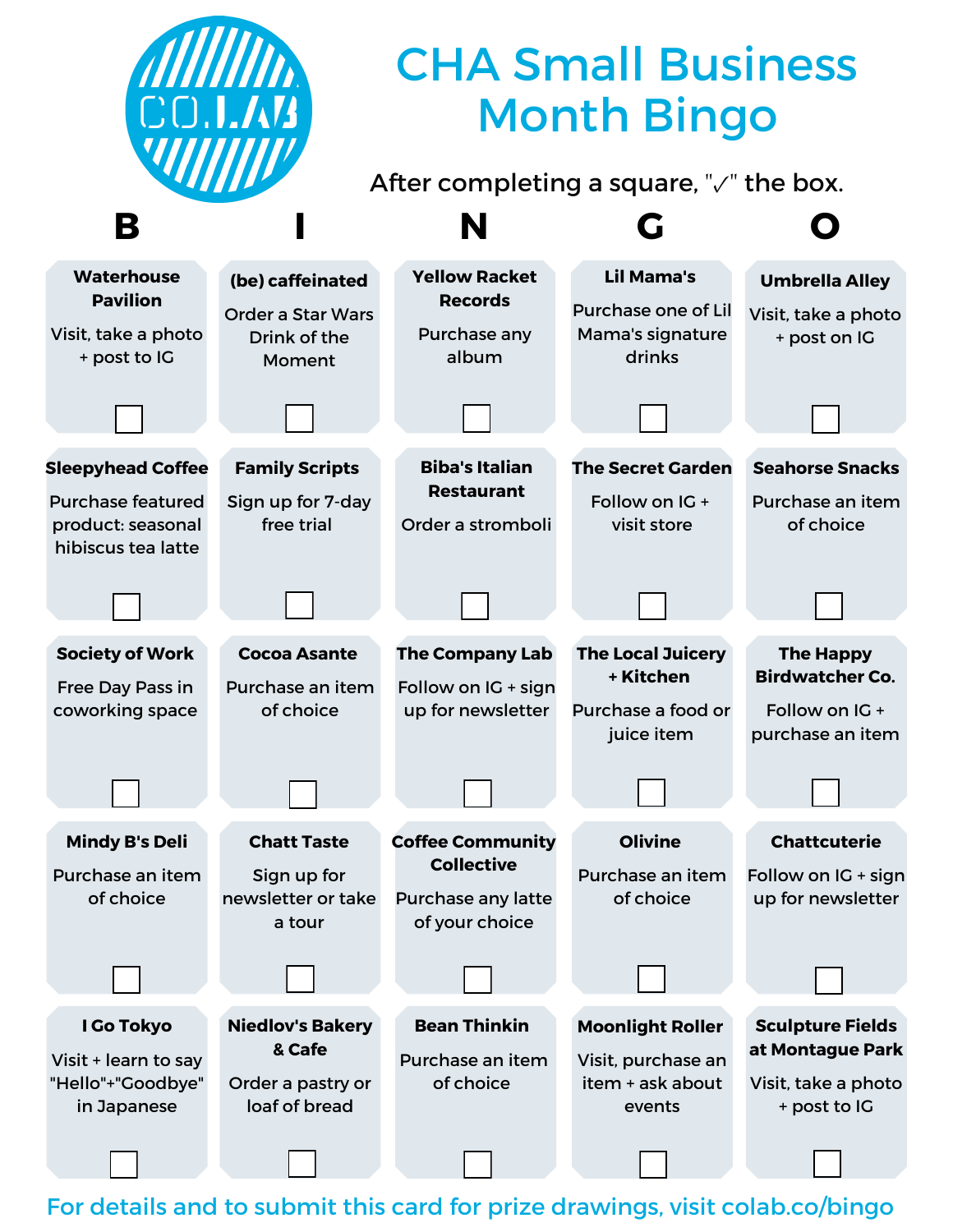# CHA Small Business Month Bingo

After completing a square, "✓" the box.

| B | I | N | G | O |
|---|---|---|---|---|
| **Waterhouse Pavilion** Visit, take a photo + post to IG ☐ | **(be) caffeinated** Order a Star Wars Drink of the Moment ☐ | **Yellow Racket Records** Purchase any album ☐ | **Lil Mama's** Purchase one of Lil Mama's signature drinks ☐ | **Umbrella Alley** Visit, take a photo + post on IG ☐ |
| **Sleepyhead Coffee** Purchase featured product: seasonal hibiscus tea latte ☐ | **Family Scripts** Sign up for 7-day free trial ☐ | **Biba's Italian Restaurant** Order a stromboli ☐ | **The Secret Garden** Follow on IG + visit store ☐ | **Seahorse Snacks** Purchase an item of choice ☐ |
| **Society of Work** Free Day Pass in coworking space ☐ | **Cocoa Asante** Purchase an item of choice ☐ | **The Company Lab** Follow on IG + sign up for newsletter ☐ | **The Local Juicery + Kitchen** Purchase a food or juice item ☐ | **The Happy Birdwatcher Co.** Follow on IG + purchase an item ☐ |
| **Mindy B's Deli** Purchase an item of choice ☐ | **Chatt Taste** Sign up for newsletter or take a tour ☐ | **Coffee Community Collective** Purchase any latte of your choice ☐ | **Olivine** Purchase an item of choice ☐ | **Chattcuterie** Follow on IG + sign up for newsletter ☐ |
| **I Go Tokyo** Visit + learn to say "Hello"+"Goodbye" in Japanese ☐ | **Niedlov's Bakery & Cafe** Order a pastry or loaf of bread ☐ | **Bean Thinkin** Purchase an item of choice ☐ | **Moonlight Roller** Visit, purchase an item + ask about events ☐ | **Sculpture Fields at Montague Park** Visit, take a photo + post to IG ☐ |

For details and to submit this card for prize drawings, visit colab.co/bingo